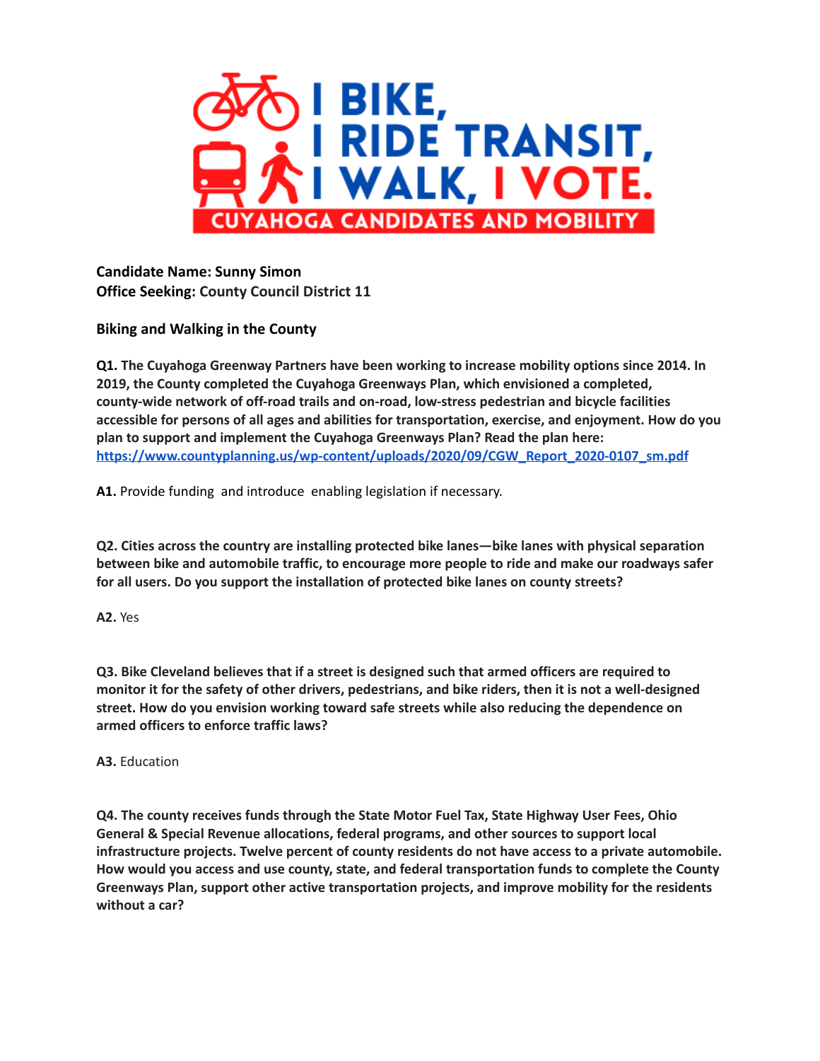# I BIKE, I RIDE TRANSIT, I WALK, I VOTE.

## CUYAHOGA CANDIDATES AND MOBILITY

**Candidate Name: Sunny Simon**
**Office Seeking:** County Council District 11

**Biking and Walking in the County**

**Q1. The Cuyahoga Greenway Partners have been working to increase mobility options since 2014. In 2019, the County completed the Cuyahoga Greenways Plan, which envisioned a completed, county-wide network of off-road trails and on-road, low-stress pedestrian and bicycle facilities accessible for persons of all ages and abilities for transportation, exercise, and enjoyment. How do you plan to support and implement the Cuyahoga Greenways Plan? Read the plan here: [https://www.countyplanning.us/wp-content/uploads/2020/09/CGW_Report_2020-0107_sm.pdf](https://www.countyplanning.us/wp-content/uploads/2020/09/CGW_Report_2020-0107_sm.pdf)**

**A1.** Provide funding and introduce enabling legislation if necessary.

**Q2. Cities across the country are installing protected bike lanes—bike lanes with physical separation between bike and automobile traffic, to encourage more people to ride and make our roadways safer for all users. Do you support the installation of protected bike lanes on county streets?**

**A2.** Yes

**Q3. Bike Cleveland believes that if a street is designed such that armed officers are required to monitor it for the safety of other drivers, pedestrians, and bike riders, then it is not a well-designed street. How do you envision working toward safe streets while also reducing the dependence on armed officers to enforce traffic laws?**

**A3.** Education

**Q4. The county receives funds through the State Motor Fuel Tax, State Highway User Fees, Ohio General & Special Revenue allocations, federal programs, and other sources to support local infrastructure projects. Twelve percent of county residents do not have access to a private automobile. How would you access and use county, state, and federal transportation funds to complete the County Greenways Plan, support other active transportation projects, and improve mobility for the residents without a car?**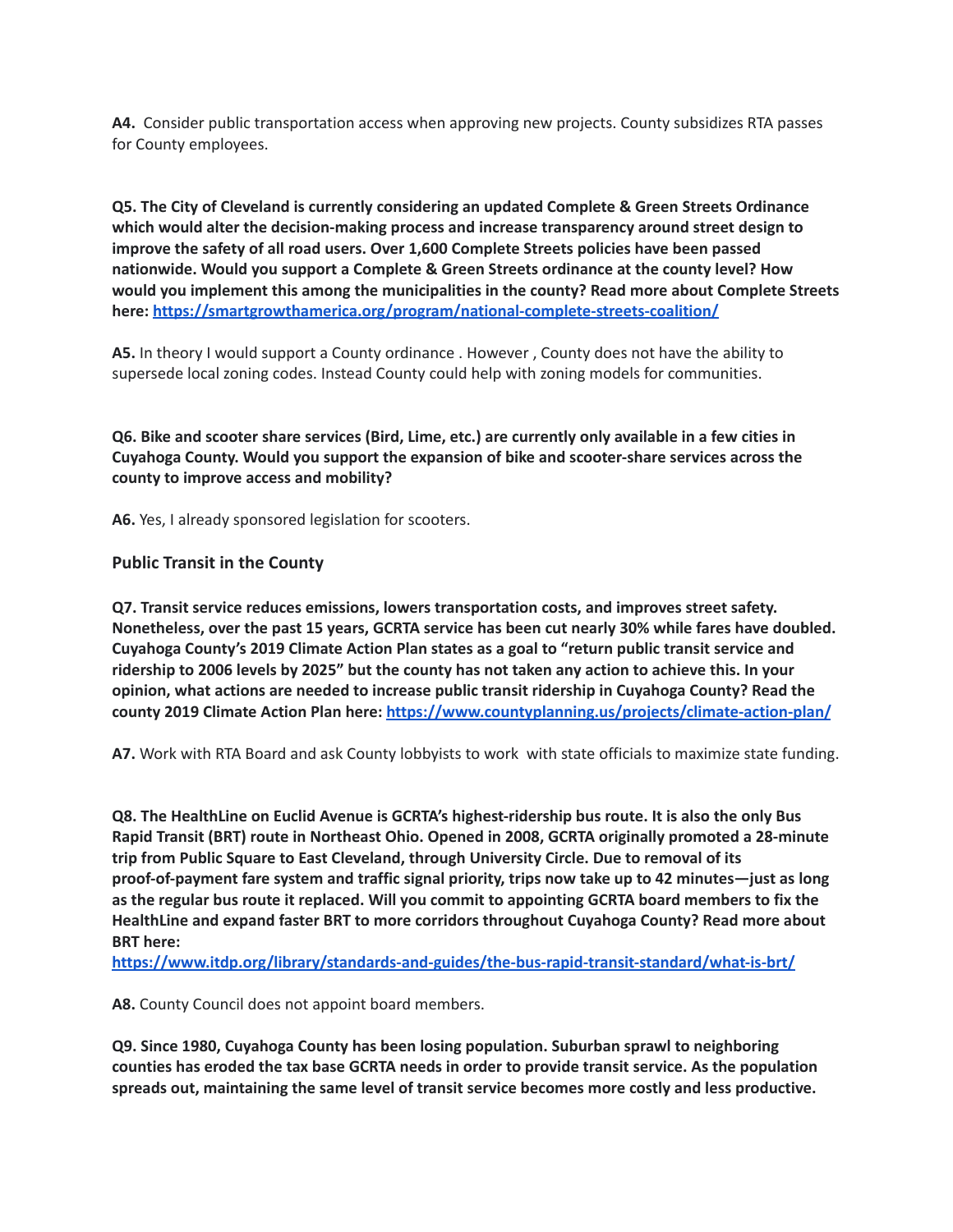**A4.** Consider public transportation access when approving new projects. County subsidizes RTA passes for County employees.

**Q5. The City of Cleveland is currently considering an updated Complete & Green Streets Ordinance which would alter the decision-making process and increase transparency around street design to improve the safety of all road users. Over 1,600 Complete Streets policies have been passed nationwide. Would you support a Complete & Green Streets ordinance at the county level? How would you implement this among the municipalities in the county? Read more about Complete Streets here: https://smartgrowthamerica.org/program/national-complete-streets-coalition/**

**A5.** In theory I would support a County ordinance . However , County does not have the ability to supersede local zoning codes. Instead County could help with zoning models for communities.

**Q6. Bike and scooter share services (Bird, Lime, etc.) are currently only available in a few cities in Cuyahoga County. Would you support the expansion of bike and scooter-share services across the county to improve access and mobility?**

**A6.** Yes, I already sponsored legislation for scooters.

### Public Transit in the County

**Q7. Transit service reduces emissions, lowers transportation costs, and improves street safety. Nonetheless, over the past 15 years, GCRTA service has been cut nearly 30% while fares have doubled. Cuyahoga County's 2019 Climate Action Plan states as a goal to "return public transit service and ridership to 2006 levels by 2025" but the county has not taken any action to achieve this. In your opinion, what actions are needed to increase public transit ridership in Cuyahoga County? Read the county 2019 Climate Action Plan here: https://www.countyplanning.us/projects/climate-action-plan/**

**A7.** Work with RTA Board and ask County lobbyists to work with state officials to maximize state funding.

**Q8. The HealthLine on Euclid Avenue is GCRTA's highest-ridership bus route. It is also the only Bus Rapid Transit (BRT) route in Northeast Ohio. Opened in 2008, GCRTA originally promoted a 28-minute trip from Public Square to East Cleveland, through University Circle. Due to removal of its proof-of-payment fare system and traffic signal priority, trips now take up to 42 minutes—just as long as the regular bus route it replaced. Will you commit to appointing GCRTA board members to fix the HealthLine and expand faster BRT to more corridors throughout Cuyahoga County? Read more about BRT here: https://www.itdp.org/library/standards-and-guides/the-bus-rapid-transit-standard/what-is-brt/**

**A8.** County Council does not appoint board members.

**Q9. Since 1980, Cuyahoga County has been losing population. Suburban sprawl to neighboring counties has eroded the tax base GCRTA needs in order to provide transit service. As the population spreads out, maintaining the same level of transit service becomes more costly and less productive.**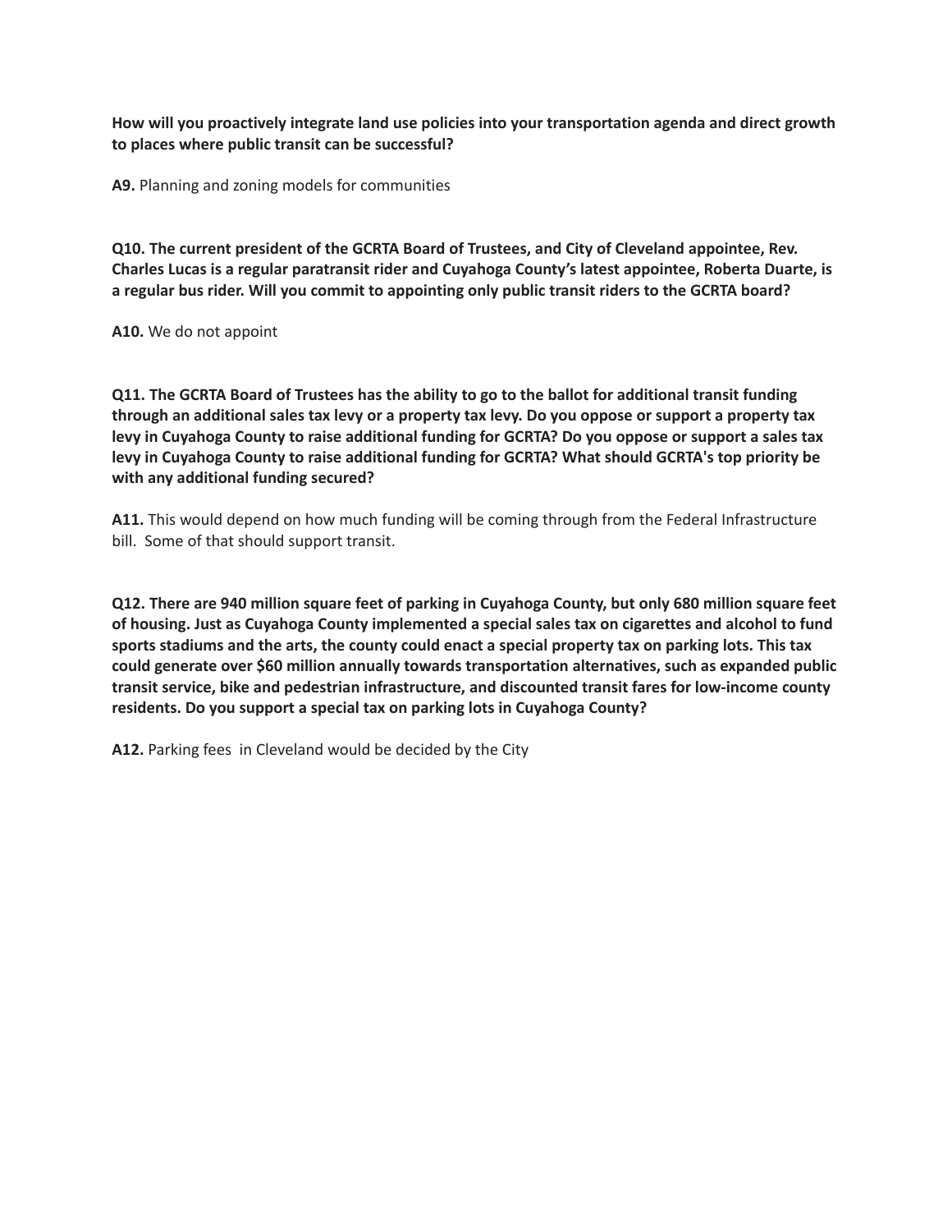**How will you proactively integrate land use policies into your transportation agenda and direct growth to places where public transit can be successful?**

**A9.** Planning and zoning models for communities

**Q10. The current president of the GCRTA Board of Trustees, and City of Cleveland appointee, Rev. Charles Lucas is a regular paratransit rider and Cuyahoga County's latest appointee, Roberta Duarte, is a regular bus rider. Will you commit to appointing only public transit riders to the GCRTA board?**

**A10.** We do not appoint

**Q11. The GCRTA Board of Trustees has the ability to go to the ballot for additional transit funding through an additional sales tax levy or a property tax levy. Do you oppose or support a property tax levy in Cuyahoga County to raise additional funding for GCRTA? Do you oppose or support a sales tax levy in Cuyahoga County to raise additional funding for GCRTA? What should GCRTA's top priority be with any additional funding secured?**

**A11.** This would depend on how much funding will be coming through from the Federal Infrastructure bill. Some of that should support transit.

**Q12. There are 940 million square feet of parking in Cuyahoga County, but only 680 million square feet of housing. Just as Cuyahoga County implemented a special sales tax on cigarettes and alcohol to fund sports stadiums and the arts, the county could enact a special property tax on parking lots. This tax could generate over $60 million annually towards transportation alternatives, such as expanded public transit service, bike and pedestrian infrastructure, and discounted transit fares for low-income county residents. Do you support a special tax on parking lots in Cuyahoga County?**

**A12.** Parking fees in Cleveland would be decided by the City